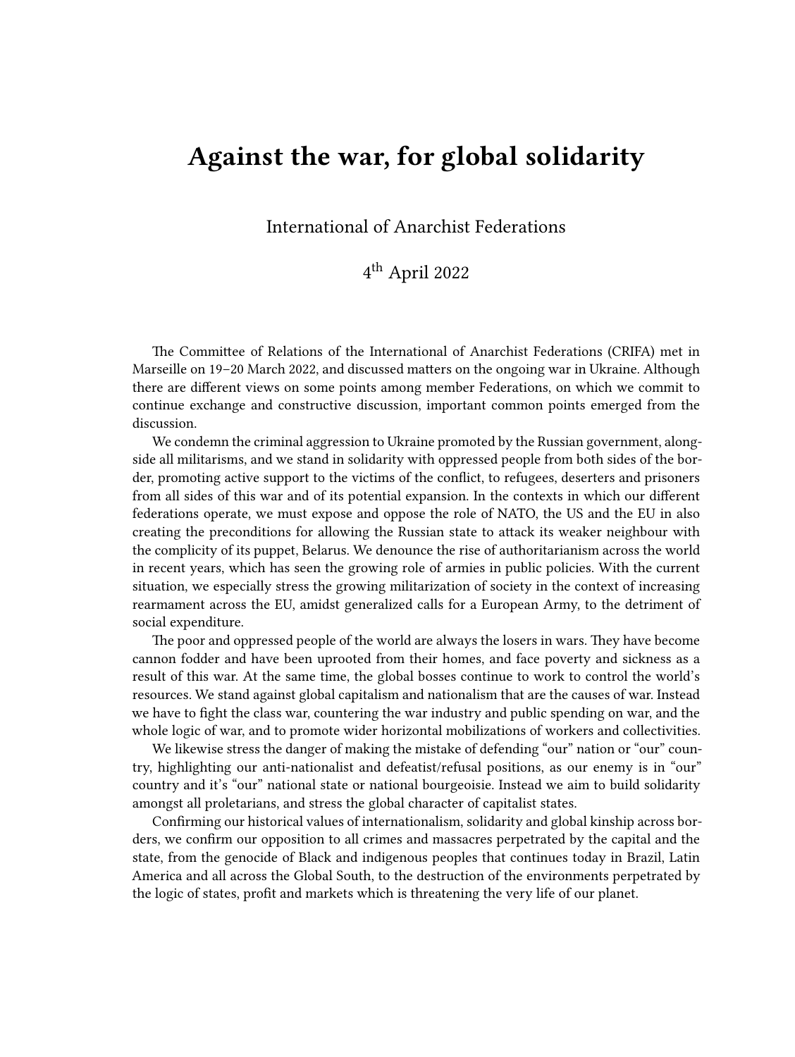# Against the war, for global solidarity

International of Anarchist Federations

4th April 2022

The Committee of Relations of the International of Anarchist Federations (CRIFA) met in Marseille on 19–20 March 2022, and discussed matters on the ongoing war in Ukraine. Although there are different views on some points among member Federations, on which we commit to continue exchange and constructive discussion, important common points emerged from the discussion.

We condemn the criminal aggression to Ukraine promoted by the Russian government, alongside all militarisms, and we stand in solidarity with oppressed people from both sides of the border, promoting active support to the victims of the conflict, to refugees, deserters and prisoners from all sides of this war and of its potential expansion. In the contexts in which our different federations operate, we must expose and oppose the role of NATO, the US and the EU in also creating the preconditions for allowing the Russian state to attack its weaker neighbour with the complicity of its puppet, Belarus. We denounce the rise of authoritarianism across the world in recent years, which has seen the growing role of armies in public policies. With the current situation, we especially stress the growing militarization of society in the context of increasing rearmament across the EU, amidst generalized calls for a European Army, to the detriment of social expenditure.

The poor and oppressed people of the world are always the losers in wars. They have become cannon fodder and have been uprooted from their homes, and face poverty and sickness as a result of this war. At the same time, the global bosses continue to work to control the world's resources. We stand against global capitalism and nationalism that are the causes of war. Instead we have to fight the class war, countering the war industry and public spending on war, and the whole logic of war, and to promote wider horizontal mobilizations of workers and collectivities.

We likewise stress the danger of making the mistake of defending "our" nation or "our" country, highlighting our anti-nationalist and defeatist/refusal positions, as our enemy is in "our" country and it's "our" national state or national bourgeoisie. Instead we aim to build solidarity amongst all proletarians, and stress the global character of capitalist states.

Confirming our historical values of internationalism, solidarity and global kinship across borders, we confirm our opposition to all crimes and massacres perpetrated by the capital and the state, from the genocide of Black and indigenous peoples that continues today in Brazil, Latin America and all across the Global South, to the destruction of the environments perpetrated by the logic of states, profit and markets which is threatening the very life of our planet.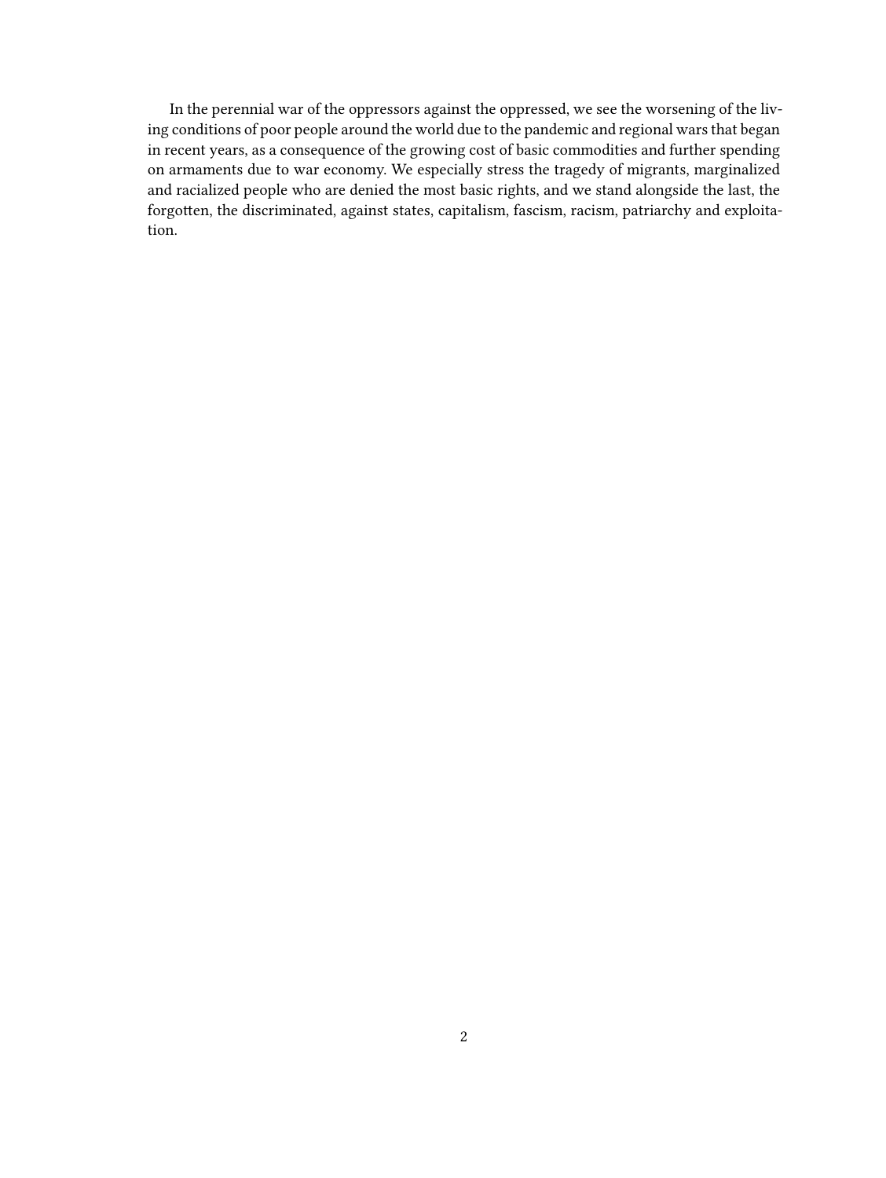In the perennial war of the oppressors against the oppressed, we see the worsening of the living conditions of poor people around the world due to the pandemic and regional wars that began in recent years, as a consequence of the growing cost of basic commodities and further spending on armaments due to war economy. We especially stress the tragedy of migrants, marginalized and racialized people who are denied the most basic rights, and we stand alongside the last, the forgotten, the discriminated, against states, capitalism, fascism, racism, patriarchy and exploitation.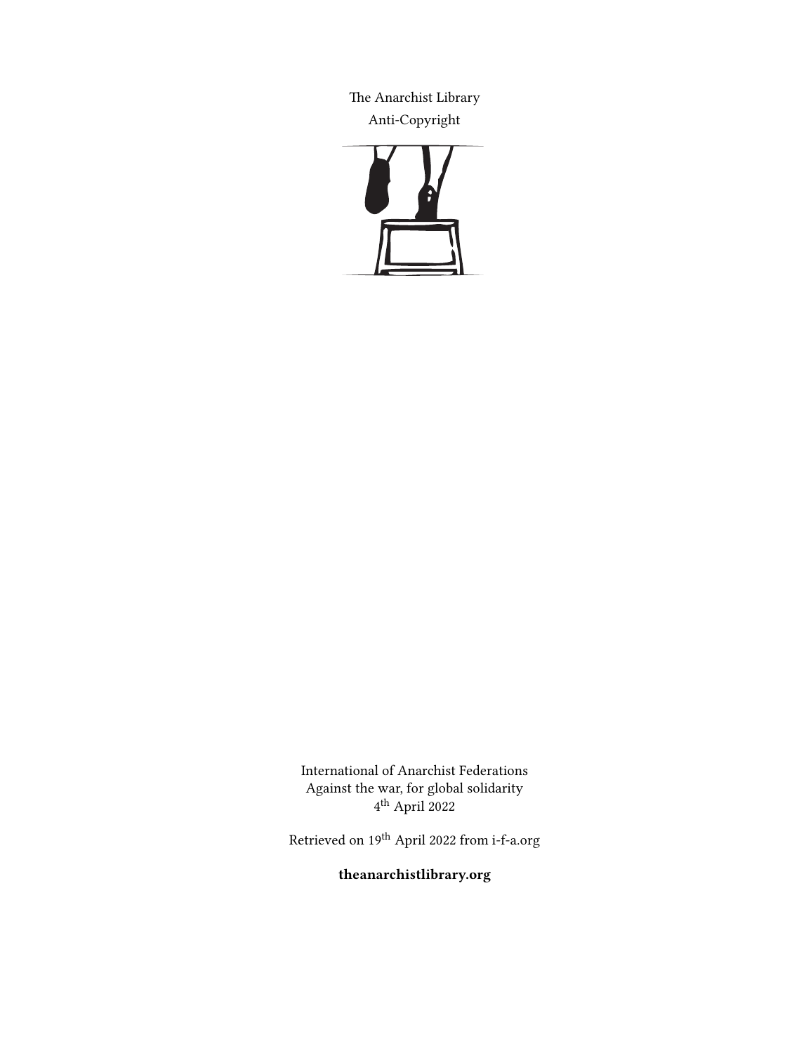The Anarchist Library
Anti-Copyright

International of Anarchist Federations
Against the war, for global solidarity
4th April 2022

Retrieved on 19th April 2022 from i-f-a.org

**theanarchistlibrary.org**